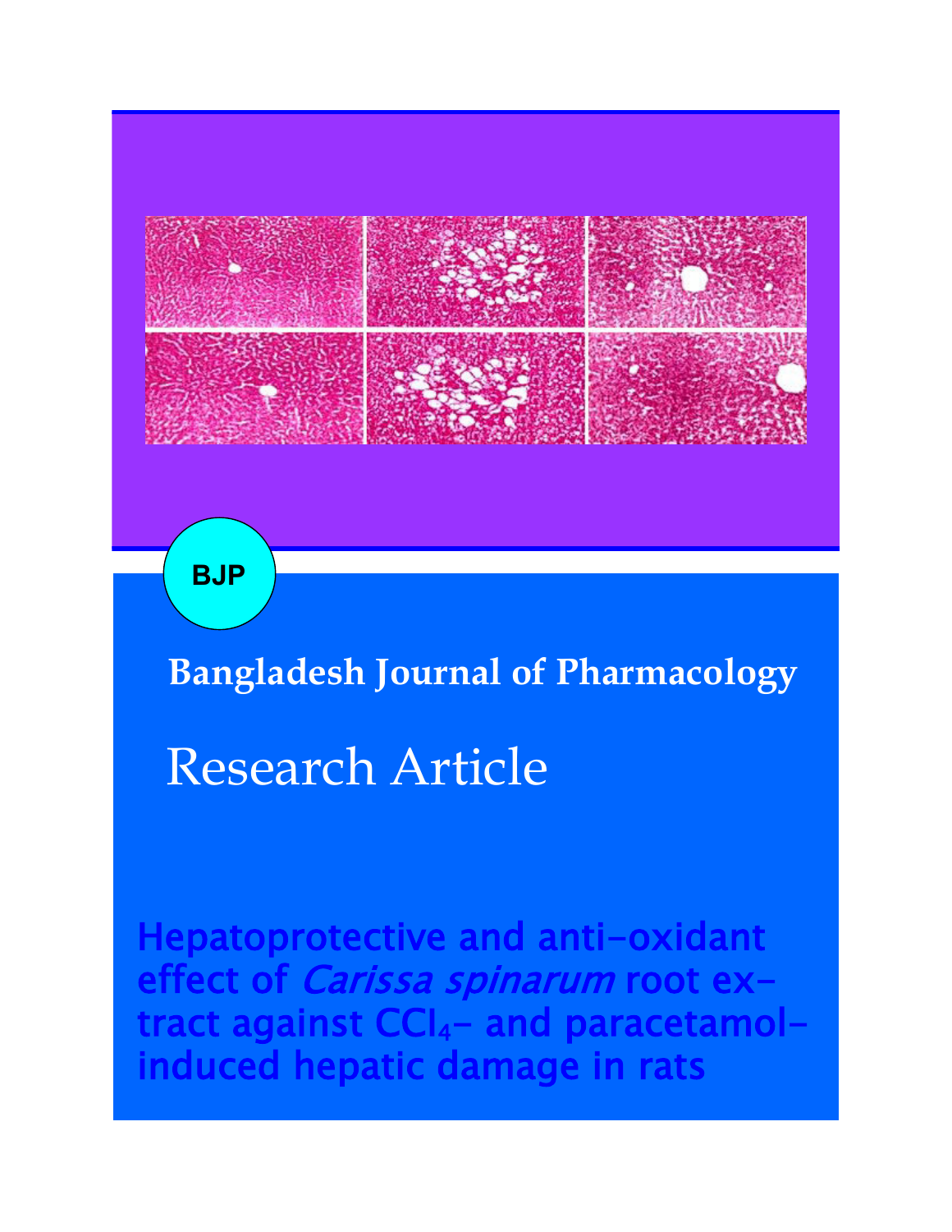BJP

Bangladesh Journal of Pharmacology

Research Article

# Hepatoprotective and anti-oxidant effect of *Carissa spinarum* root extract against $CCl_4$- and paracetamol-induced hepatic damage in rats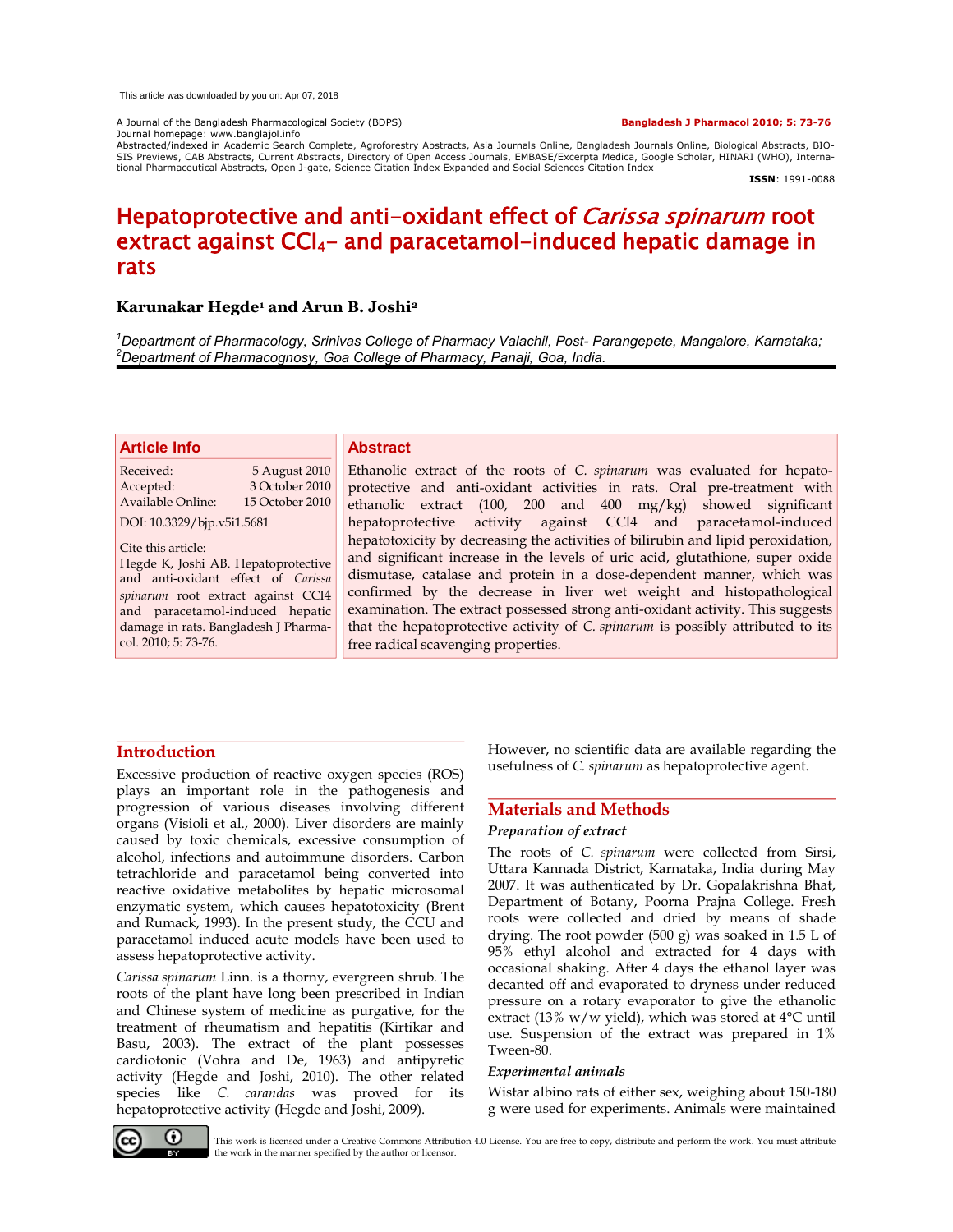This article was downloaded by you on: Apr 07, 2018

A Journal of the Bangladesh Pharmacological Society (BDPS)
Journal homepage: www.banglajol.info
Abstracted/indexed in Academic Search Complete, Agroforestry Abstracts, Asia Journals Online, Bangladesh Journals Online, Biological Abstracts, BIOSIS Previews, CAB Abstracts, Current Abstracts, Directory of Open Access Journals, EMBASE/Excerpta Medica, Google Scholar, HINARI (WHO), International Pharmaceutical Abstracts, Open J-gate, Science Citation Index Expanded and Social Sciences Citation Index

**ISSN**: 1991-0088

# Hepatoprotective and anti-oxidant effect of *Carissa spinarum* root extract against $CCl_4$- and paracetamol-induced hepatic damage in rats

**Karunakar Hegde[1] and Arun B. Joshi[2]**

[1]Department of Pharmacology, Srinivas College of Pharmacy Valachil, Post- Parangepete, Mangalore, Karnataka; [2]Department of Pharmacognosy, Goa College of Pharmacy, Panaji, Goa, India.

## Article Info

Received: 5 August 2010
Accepted: 3 October 2010
Available Online: 15 October 2010

DOI: 10.3329/bjp.v5i1.5681

Cite this article:
Hegde K, Joshi AB. Hepatoprotective and anti-oxidant effect of *Carissa spinarum* root extract against CCl4 and paracetamol-induced hepatic damage in rats. Bangladesh J Pharmacol. 2010; 5: 73-76.

## Abstract

Ethanolic extract of the roots of *C. spinarum* was evaluated for hepatoprotective and anti-oxidant activities in rats. Oral pre-treatment with ethanolic extract (100, 200 and 400 mg/kg) showed significant hepatoprotective activity against CCl4 and paracetamol-induced hepatotoxicity by decreasing the activities of bilirubin and lipid peroxidation, and significant increase in the levels of uric acid, glutathione, super oxide dismutase, catalase and protein in a dose-dependent manner, which was confirmed by the decrease in liver wet weight and histopathological examination. The extract possessed strong anti-oxidant activity. This suggests that the hepatoprotective activity of *C. spinarum* is possibly attributed to its free radical scavenging properties.

## Introduction

Excessive production of reactive oxygen species (ROS) plays an important role in the pathogenesis and progression of various diseases involving different organs (Visioli et al., 2000). Liver disorders are mainly caused by toxic chemicals, excessive consumption of alcohol, infections and autoimmune disorders. Carbon tetrachloride and paracetamol being converted into reactive oxidative metabolites by hepatic microsomal enzymatic system, which causes hepatotoxicity (Brent and Rumack, 1993). In the present study, the CCU and paracetamol induced acute models have been used to assess hepatoprotective activity.

*Carissa spinarum* Linn. is a thorny, evergreen shrub. The roots of the plant have long been prescribed in Indian and Chinese system of medicine as purgative, for the treatment of rheumatism and hepatitis (Kirtikar and Basu, 2003). The extract of the plant possesses cardiotonic (Vohra and De, 1963) and antipyretic activity (Hegde and Joshi, 2010). The other related species like *C. carandas* was proved for its hepatoprotective activity (Hegde and Joshi, 2009). However, no scientific data are available regarding the usefulness of *C. spinarum* as hepatoprotective agent.

## Materials and Methods

### Preparation of extract

The roots of *C. spinarum* were collected from Sirsi, Uttara Kannada District, Karnataka, India during May 2007. It was authenticated by Dr. Gopalakrishna Bhat, Department of Botany, Poorna Prajna College. Fresh roots were collected and dried by means of shade drying. The root powder (500 g) was soaked in 1.5 L of 95% ethyl alcohol and extracted for 4 days with occasional shaking. After 4 days the ethanol layer was decanted off and evaporated to dryness under reduced pressure on a rotary evaporator to give the ethanolic extract (13% w/w yield), which was stored at 4°C until use. Suspension of the extract was prepared in 1% Tween-80.

### Experimental animals

Wistar albino rats of either sex, weighing about 150-180 g were used for experiments. Animals were maintained

This work is licensed under a Creative Commons Attribution 4.0 License. You are free to copy, distribute and perform the work. You must attribute the work in the manner specified by the author or licensor.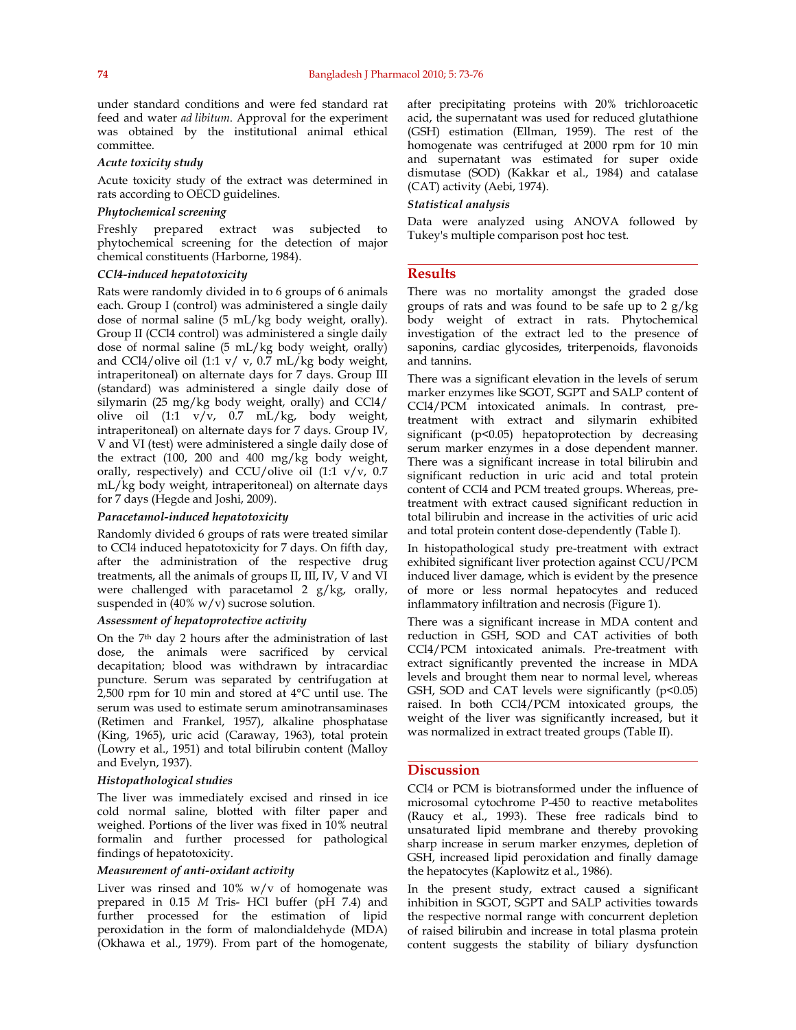under standard conditions and were fed standard rat feed and water *ad libitum*. Approval for the experiment was obtained by the institutional animal ethical committee.

### *Acute toxicity study*

Acute toxicity study of the extract was determined in rats according to OECD guidelines.

### *Phytochemical screening*

Freshly prepared extract was subjected to phytochemical screening for the detection of major chemical constituents (Harborne, 1984).

### *CCl4-induced hepatotoxicity*

Rats were randomly divided in to 6 groups of 6 animals each. Group I (control) was administered a single daily dose of normal saline (5 mL/kg body weight, orally). Group II (CCl4 control) was administered a single daily dose of normal saline (5 mL/kg body weight, orally) and CCl4/olive oil (1:1 v/ v, 0.7 mL/kg body weight, intraperitoneal) on alternate days for 7 days. Group III (standard) was administered a single daily dose of silymarin (25 mg/kg body weight, orally) and CCl4/ olive oil (1:1 v/v, 0.7 mL/kg, body weight, intraperitoneal) on alternate days for 7 days. Group IV, V and VI (test) were administered a single daily dose of the extract (100, 200 and 400 mg/kg body weight, orally, respectively) and CCU/olive oil (1:1 v/v, 0.7 mL/kg body weight, intraperitoneal) on alternate days for 7 days (Hegde and Joshi, 2009).

### *Paracetamol-induced hepatotoxicity*

Randomly divided 6 groups of rats were treated similar to CCl4 induced hepatotoxicity for 7 days. On fifth day, after the administration of the respective drug treatments, all the animals of groups II, III, IV, V and VI were challenged with paracetamol 2 g/kg, orally, suspended in (40% w/v) sucrose solution.

### *Assessment of hepatoprotective activity*

On the 7th day 2 hours after the administration of last dose, the animals were sacrificed by cervical decapitation; blood was withdrawn by intracardiac puncture. Serum was separated by centrifugation at 2,500 rpm for 10 min and stored at 4°C until use. The serum was used to estimate serum aminotransaminases (Retimen and Frankel, 1957), alkaline phosphatase (King, 1965), uric acid (Caraway, 1963), total protein (Lowry et al., 1951) and total bilirubin content (Malloy and Evelyn, 1937).

### *Histopathological studies*

The liver was immediately excised and rinsed in ice cold normal saline, blotted with filter paper and weighed. Portions of the liver was fixed in 10% neutral formalin and further processed for pathological findings of hepatotoxicity.

### *Measurement of anti-oxidant activity*

Liver was rinsed and 10% w/v of homogenate was prepared in 0.15 *M* Tris- HCl buffer (pH 7.4) and further processed for the estimation of lipid peroxidation in the form of malondialdehyde (MDA) (Okhawa et al., 1979). From part of the homogenate, after precipitating proteins with 20% trichloroacetic acid, the supernatant was used for reduced glutathione (GSH) estimation (Ellman, 1959). The rest of the homogenate was centrifuged at 2000 rpm for 10 min and supernatant was estimated for super oxide dismutase (SOD) (Kakkar et al., 1984) and catalase (CAT) activity (Aebi, 1974).

### *Statistical analysis*

Data were analyzed using ANOVA followed by Tukey's multiple comparison post hoc test.

## Results

There was no mortality amongst the graded dose groups of rats and was found to be safe up to 2 g/kg body weight of extract in rats. Phytochemical investigation of the extract led to the presence of saponins, cardiac glycosides, triterpenoids, flavonoids and tannins.

There was a significant elevation in the levels of serum marker enzymes like SGOT, SGPT and SALP content of CCl4/PCM intoxicated animals. In contrast, pre-treatment with extract and silymarin exhibited significant ($p<0.05$) hepatoprotection by decreasing serum marker enzymes in a dose dependent manner. There was a significant increase in total bilirubin and significant reduction in uric acid and total protein content of CCl4 and PCM treated groups. Whereas, pre-treatment with extract caused significant reduction in total bilirubin and increase in the activities of uric acid and total protein content dose-dependently (Table I).

In histopathological study pre-treatment with extract exhibited significant liver protection against CCU/PCM induced liver damage, which is evident by the presence of more or less normal hepatocytes and reduced inflammatory infiltration and necrosis (Figure 1).

There was a significant increase in MDA content and reduction in GSH, SOD and CAT activities of both CCl4/PCM intoxicated animals. Pre-treatment with extract significantly prevented the increase in MDA levels and brought them near to normal level, whereas GSH, SOD and CAT levels were significantly ($p<0.05$) raised. In both CCl4/PCM intoxicated groups, the weight of the liver was significantly increased, but it was normalized in extract treated groups (Table II).

## Discussion

CCl4 or PCM is biotransformed under the influence of microsomal cytochrome P-450 to reactive metabolites (Raucy et al., 1993). These free radicals bind to unsaturated lipid membrane and thereby provoking sharp increase in serum marker enzymes, depletion of GSH, increased lipid peroxidation and finally damage the hepatocytes (Kaplowitz et al., 1986).

In the present study, extract caused a significant inhibition in SGOT, SGPT and SALP activities towards the respective normal range with concurrent depletion of raised bilirubin and increase in total plasma protein content suggests the stability of biliary dysfunction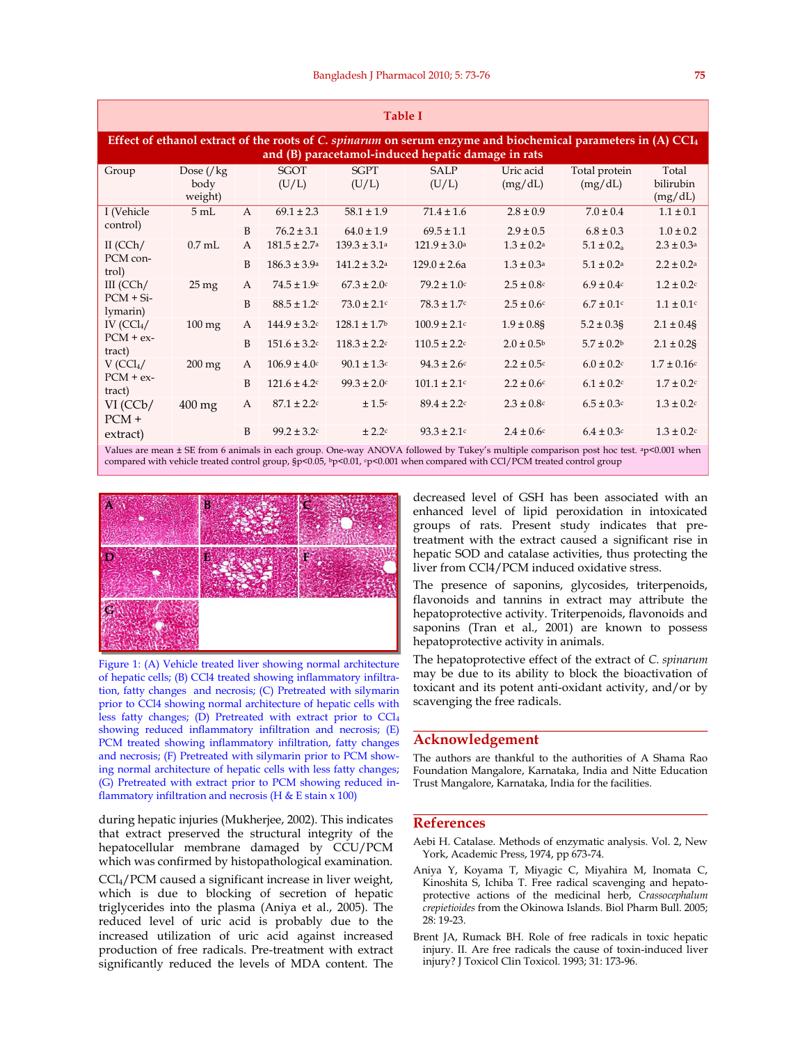**Table I**

**Effect of ethanol extract of the roots of *C. spinarum* on serum enzyme and biochemical parameters in (A) $CCl_4$ and (B) paracetamol-induced hepatic damage in rats**

| Group | Dose (/kg body weight) | | SGOT (U/L) | SGPT (U/L) | SALP (U/L) | Uric acid (mg/dL) | Total protein (mg/dL) | Total bilirubin (mg/dL) |
|---|---|---|---|---|---|---|---|---|
| I (Vehicle control) | 5 mL | A | 69.1 ± 2.3 | 58.1 ± 1.9 | 71.4 ± 1.6 | 2.8 ± 0.9 | 7.0 ± 0.4 | 1.1 ± 0.1 |
| | | B | 76.2 ± 3.1 | 64.0 ± 1.9 | 69.5 ± 1.1 | 2.9 ± 0.5 | 6.8 ± 0.3 | 1.0 ± 0.2 |
| II (CCh/ PCM control) | 0.7 mL | A | 181.5 ± 2.7[a] | 139.3 ± 3.1[a] | 121.9 ± 3.0[a] | 1.3 ± 0.2[a] | 5.1 ± 0.2[a] | 2.3 ± 0.3[a] |
| | | B | 186.3 ± 3.9[a] | 141.2 ± 3.2[a] | 129.0 ± 2.6a | 1.3 ± 0.3[a] | 5.1 ± 0.2[a] | 2.2 ± 0.2[a] |
| III (CCh/ PCM + Silymarin) | 25 mg | A | 74.5 ± 1.9[c] | 67.3 ± 2.0[c] | 79.2 ± 1.0[c] | 2.5 ± 0.8[c] | 6.9 ± 0.4[c] | 1.2 ± 0.2[c] |
| | | B | 88.5 ± 1.2[c] | 73.0 ± 2.1[c] | 78.3 ± 1.7[c] | 2.5 ± 0.6[c] | 6.7 ± 0.1[c] | 1.1 ± 0.1[c] |
| IV ($CCl_4$/ PCM + extract) | 100 mg | A | 144.9 ± 3.2[c] | 128.1 ± 1.7[b] | 100.9 ± 2.1[c] | 1.9 ± 0.8§ | 5.2 ± 0.3§ | 2.1 ± 0.4§ |
| | | B | 151.6 ± 3.2[c] | 118.3 ± 2.2[c] | 110.5 ± 2.2[c] | 2.0 ± 0.5[b] | 5.7 ± 0.2[b] | 2.1 ± 0.2§ |
| V ($CCl_4$/ PCM + extract) | 200 mg | A | 106.9 ± 4.0[c] | 90.1 ± 1.3[c] | 94.3 ± 2.6[c] | 2.2 ± 0.5[c] | 6.0 ± 0.2[c] | 1.7 ± 0.16[c] |
| | | B | 121.6 ± 4.2[c] | 99.3 ± 2.0[c] | 101.1 ± 2.1[c] | 2.2 ± 0.6[c] | 6.1 ± 0.2[c] | 1.7 ± 0.2[c] |
| VI (CCb/ PCM + extract) | 400 mg | A | 87.1 ± 2.2[c] | ± 1.5[c] | 89.4 ± 2.2[c] | 2.3 ± 0.8[c] | 6.5 ± 0.3[c] | 1.3 ± 0.2[c] |
| | | B | 99.2 ± 3.2[c] | ± 2.2[c] | 93.3 ± 2.1[c] | 2.4 ± 0.6[c] | 6.4 ± 0.3[c] | 1.3 ± 0.2[c] |

Values are mean ± SE from 6 animals in each group. One-way ANOVA followed by Tukey's multiple comparison post hoc test. [a]p<0.001 when compared with vehicle treated control group, §p<0.05, [b]p<0.01, [c]p<0.001 when compared with CCl/PCM treated control group

Figure 1: (A) Vehicle treated liver showing normal architecture of hepatic cells; (B) CCl4 treated showing inflammatory infiltration, fatty changes and necrosis; (C) Pretreated with silymarin prior to CCl4 showing normal architecture of hepatic cells with less fatty changes; (D) Pretreated with extract prior to $CCl_4$ showing reduced inflammatory infiltration and necrosis; (E) PCM treated showing inflammatory infiltration, fatty changes and necrosis; (F) Pretreated with silymarin prior to PCM showing normal architecture of hepatic cells with less fatty changes; (G) Pretreated with extract prior to PCM showing reduced inflammatory infiltration and necrosis (H & E stain x 100)

during hepatic injuries (Mukherjee, 2002). This indicates that extract preserved the structural integrity of the hepatocellular membrane damaged by CCl/PCM which was confirmed by histopathological examination.

$CCl_4$/PCM caused a significant increase in liver weight, which is due to blocking of secretion of hepatic triglycerides into the plasma (Aniya et al., 2005). The reduced level of uric acid is probably due to the increased utilization of uric acid against increased production of free radicals. Pre-treatment with extract significantly reduced the levels of MDA content. The decreased level of GSH has been associated with an enhanced level of lipid peroxidation in intoxicated groups of rats. Present study indicates that pre-treatment with the extract caused a significant rise in hepatic SOD and catalase activities, thus protecting the liver from CCl4/PCM induced oxidative stress.

The presence of saponins, glycosides, triterpenoids, flavonoids and tannins in extract may attribute the hepatoprotective activity. Triterpenoids, flavonoids and saponins (Tran et al., 2001) are known to possess hepatoprotective activity in animals.

The hepatoprotective effect of the extract of *C. spinarum* may be due to its ability to block the bioactivation of toxicant and its potent anti-oxidant activity, and/or by scavenging the free radicals.

## Acknowledgement

The authors are thankful to the authorities of A Shama Rao Foundation Mangalore, Karnataka, India and Nitte Education Trust Mangalore, Karnataka, India for the facilities.

## References

Aebi H. Catalase. Methods of enzymatic analysis. Vol. 2, New York, Academic Press, 1974, pp 673-74.

Aniya Y, Koyama T, Miyagic C, Miyahira M, Inomata C, Kinoshita S, Ichiba T. Free radical scavenging and hepatoprotective actions of the medicinal herb, *Crassocephalum crepietioides* from the Okinowa Islands. Biol Pharm Bull. 2005; 28: 19-23.

Brent JA, Rumack BH. Role of free radicals in toxic hepatic injury. II. Are free radicals the cause of toxin-induced liver injury? J Toxicol Clin Toxicol. 1993; 31: 173-96.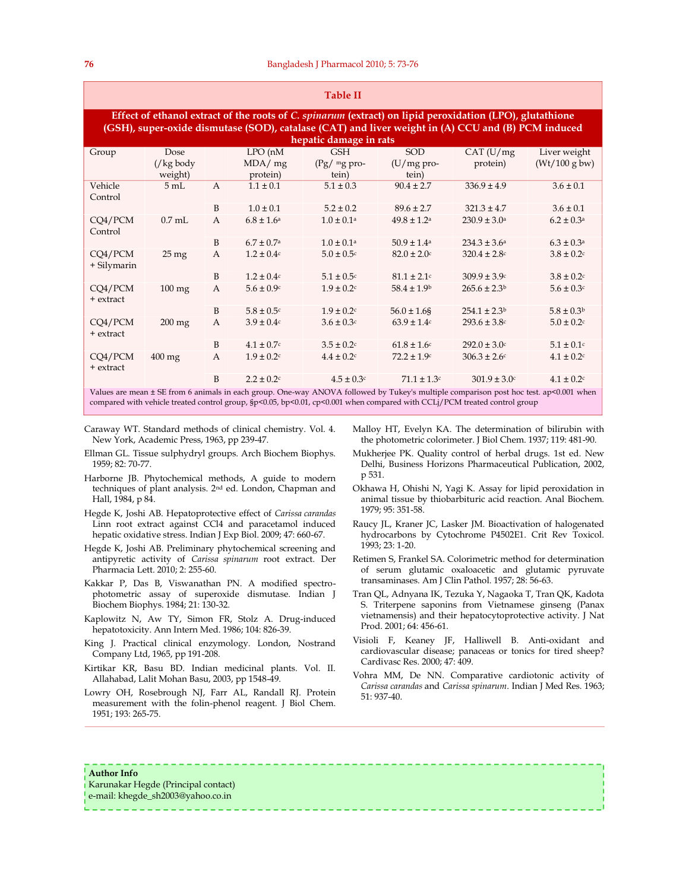**Table II**

**Effect of ethanol extract of the roots of *C. spinarum* (extract) on lipid peroxidation (LPO), glutathione (GSH), super-oxide dismutase (SOD), catalase (CAT) and liver weight in (A) CCU and (B) PCM induced hepatic damage in rats**

| Group | Dose (/kg body weight) | | LPO (nM MDA/ mg protein) | GSH (Pg/ mg protein) | SOD (U/mg protein) | CAT (U/mg protein) | Liver weight (Wt/100 g bw) |
|---|---|---|---|---|---|---|---|
| Vehicle Control | 5 mL | A | 1.1 ± 0.1 | 5.1 ± 0.3 | 90.4 ± 2.7 | 336.9 ± 4.9 | 3.6 ± 0.1 |
| | | B | 1.0 ± 0.1 | 5.2 ± 0.2 | 89.6 ± 2.7 | 321.3 ± 4.7 | 3.6 ± 0.1 |
| CQ4/PCM Control | 0.7 mL | A | 6.8 ± 1.6[a] | 1.0 ± 0.1[a] | 49.8 ± 1.2[a] | 230.9 ± 3.0[a] | 6.2 ± 0.3[a] |
| | | B | 6.7 ± 0.7[a] | 1.0 ± 0.1[a] | 50.9 ± 1.4[a] | 234.3 ± 3.6[a] | 6.3 ± 0.3[a] |
| CQ4/PCM + Silymarin | 25 mg | A | 1.2 ± 0.4[c] | 5.0 ± 0.5[c] | 82.0 ± 2.0[c] | 320.4 ± 2.8[c] | 3.8 ± 0.2[c] |
| | | B | 1.2 ± 0.4[c] | 5.1 ± 0.5[c] | 81.1 ± 2.1[c] | 309.9 ± 3.9[c] | 3.8 ± 0.2[c] |
| CQ4/PCM + extract | 100 mg | A | 5.6 ± 0.9[c] | 1.9 ± 0.2[c] | 58.4 ± 1.9[b] | 265.6 ± 2.3[b] | 5.6 ± 0.3[c] |
| | | B | 5.8 ± 0.5[c] | 1.9 ± 0.2[c] | 56.0 ± 1.6§ | 254.1 ± 2.3[b] | 5.8 ± 0.3[b] |
| CQ4/PCM + extract | 200 mg | A | 3.9 ± 0.4[c] | 3.6 ± 0.3[c] | 63.9 ± 1.4[c] | 293.6 ± 3.8[c] | 5.0 ± 0.2[c] |
| | | B | 4.1 ± 0.7[c] | 3.5 ± 0.2[c] | 61.8 ± 1.6[c] | 292.0 ± 3.0[c] | 5.1 ± 0.1[c] |
| CQ4/PCM + extract | 400 mg | A | 1.9 ± 0.2[c] | 4.4 ± 0.2[c] | 72.2 ± 1.9[c] | 306.3 ± 2.6[c] | 4.1 ± 0.2[c] |
| | | B | 2.2 ± 0.2[c] | 4.5 ± 0.3[c] | 71.1 ± 1.3[c] | 301.9 ± 3.0[c] | 4.1 ± 0.2[c] |

Values are mean ± SE from 6 animals in each group. One-way ANOVA followed by Tukey's multiple comparison post hoc test. ap<0.001 when compared with vehicle treated control group, §p<0.05, bp<0.01, cp<0.001 when compared with CCLj/PCM treated control group

Caraway WT. Standard methods of clinical chemistry. Vol. 4. New York, Academic Press, 1963, pp 239-47.

Ellman GL. Tissue sulphydryl groups. Arch Biochem Biophys. 1959; 82: 70-77.

Harborne JB. Phytochemical methods, A guide to modern techniques of plant analysis. 2nd ed. London, Chapman and Hall, 1984, p 84.

Hegde K, Joshi AB. Hepatoprotective effect of *Carissa carandas* Linn root extract against CCl4 and paracetamol induced hepatic oxidative stress. Indian J Exp Biol. 2009; 47: 660-67.

Hegde K, Joshi AB. Preliminary phytochemical screening and antipyretic activity of *Carissa spinarum* root extract. Der Pharmacia Lett. 2010; 2: 255-60.

Kakkar P, Das B, Viswanathan PN. A modified spectrophotometric assay of superoxide dismutase. Indian J Biochem Biophys. 1984; 21: 130-32.

Kaplowitz N, Aw TY, Simon FR, Stolz A. Drug-induced hepatotoxicity. Ann Intern Med. 1986; 104: 826-39.

King J. Practical clinical enzymology. London, Nostrand Company Ltd, 1965, pp 191-208.

Kirtikar KR, Basu BD. Indian medicinal plants. Vol. II. Allahabad, Lalit Mohan Basu, 2003, pp 1548-49.

Lowry OH, Rosebrough NJ, Farr AL, Randall RJ. Protein measurement with the folin-phenol reagent. J Biol Chem. 1951; 193: 265-75.

Malloy HT, Evelyn KA. The determination of bilirubin with the photometric colorimeter. J Biol Chem. 1937; 119: 481-90.

Mukherjee PK. Quality control of herbal drugs. 1st ed. New Delhi, Business Horizons Pharmaceutical Publication, 2002, p 531.

Okhawa H, Ohishi N, Yagi K. Assay for lipid peroxidation in animal tissue by thiobarbituric acid reaction. Anal Biochem. 1979; 95: 351-58.

Raucy JL, Kraner JC, Lasker JM. Bioactivation of halogenated hydrocarbons by Cytochrome P4502E1. Crit Rev Toxicol. 1993; 23: 1-20.

Retimen S, Frankel SA. Colorimetric method for determination of serum glutamic oxaloacetic and glutamic pyruvate transaminases. Am J Clin Pathol. 1957; 28: 56-63.

Tran QL, Adnyana IK, Tezuka Y, Nagaoka T, Tran QK, Kadota S. Triterpene saponins from Vietnamese ginseng (Panax vietnamensis) and their hepatocytoprotective activity. J Nat Prod. 2001; 64: 456-61.

Visioli F, Keaney JF, Halliwell B. Anti-oxidant and cardiovascular disease; panaceas or tonics for tired sheep? Cardivasc Res. 2000; 47: 409.

Vohra MM, De NN. Comparative cardiotonic activity of *Carissa carandas* and *Carissa spinarum*. Indian J Med Res. 1963; 51: 937-40.

**Author Info**
Karunakar Hegde (Principal contact)
e-mail: khegde_sh2003@yahoo.co.in